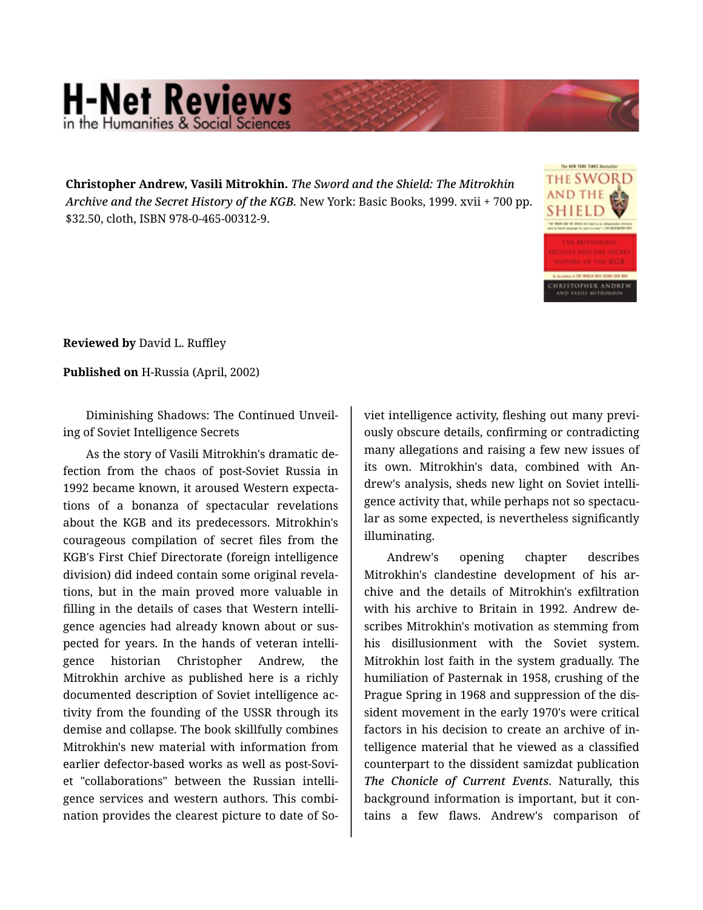**Christopher Andrew, Vasili Mitrokhin.** *The Sword and the Shield: The Mitrokhin Archive and the Secret History of the KGB.* New York: Basic Books, 1999. xvii + 700 pp. $32.50, cloth, ISBN 978-0-465-00312-9.

**Reviewed by** David L. Ruffley

**Published on** H-Russia (April, 2002)

Diminishing Shadows: The Continued Unveiling of Soviet Intelligence Secrets

As the story of Vasili Mitrokhin's dramatic defection from the chaos of post-Soviet Russia in 1992 became known, it aroused Western expectations of a bonanza of spectacular revelations about the KGB and its predecessors. Mitrokhin's courageous compilation of secret files from the KGB's First Chief Directorate (foreign intelligence division) did indeed contain some original revelations, but in the main proved more valuable in filling in the details of cases that Western intelligence agencies had already known about or suspected for years. In the hands of veteran intelligence historian Christopher Andrew, the Mitrokhin archive as published here is a richly documented description of Soviet intelligence activity from the founding of the USSR through its demise and collapse. The book skillfully combines Mitrokhin's new material with information from earlier defector-based works as well as post-Soviet "collaborations" between the Russian intelligence services and western authors. This combination provides the clearest picture to date of Soviet intelligence activity, fleshing out many previously obscure details, confirming or contradicting many allegations and raising a few new issues of its own. Mitrokhin's data, combined with Andrew's analysis, sheds new light on Soviet intelligence activity that, while perhaps not so spectacular as some expected, is nevertheless significantly illuminating.

Andrew's opening chapter describes Mitrokhin's clandestine development of his archive and the details of Mitrokhin's exfiltration with his archive to Britain in 1992. Andrew describes Mitrokhin's motivation as stemming from his disillusionment with the Soviet system. Mitrokhin lost faith in the system gradually. The humiliation of Pasternak in 1958, crushing of the Prague Spring in 1968 and suppression of the dissident movement in the early 1970's were critical factors in his decision to create an archive of intelligence material that he viewed as a classified counterpart to the dissident samizdat publication *The Chonicle of Current Events*. Naturally, this background information is important, but it contains a few flaws. Andrew's comparison of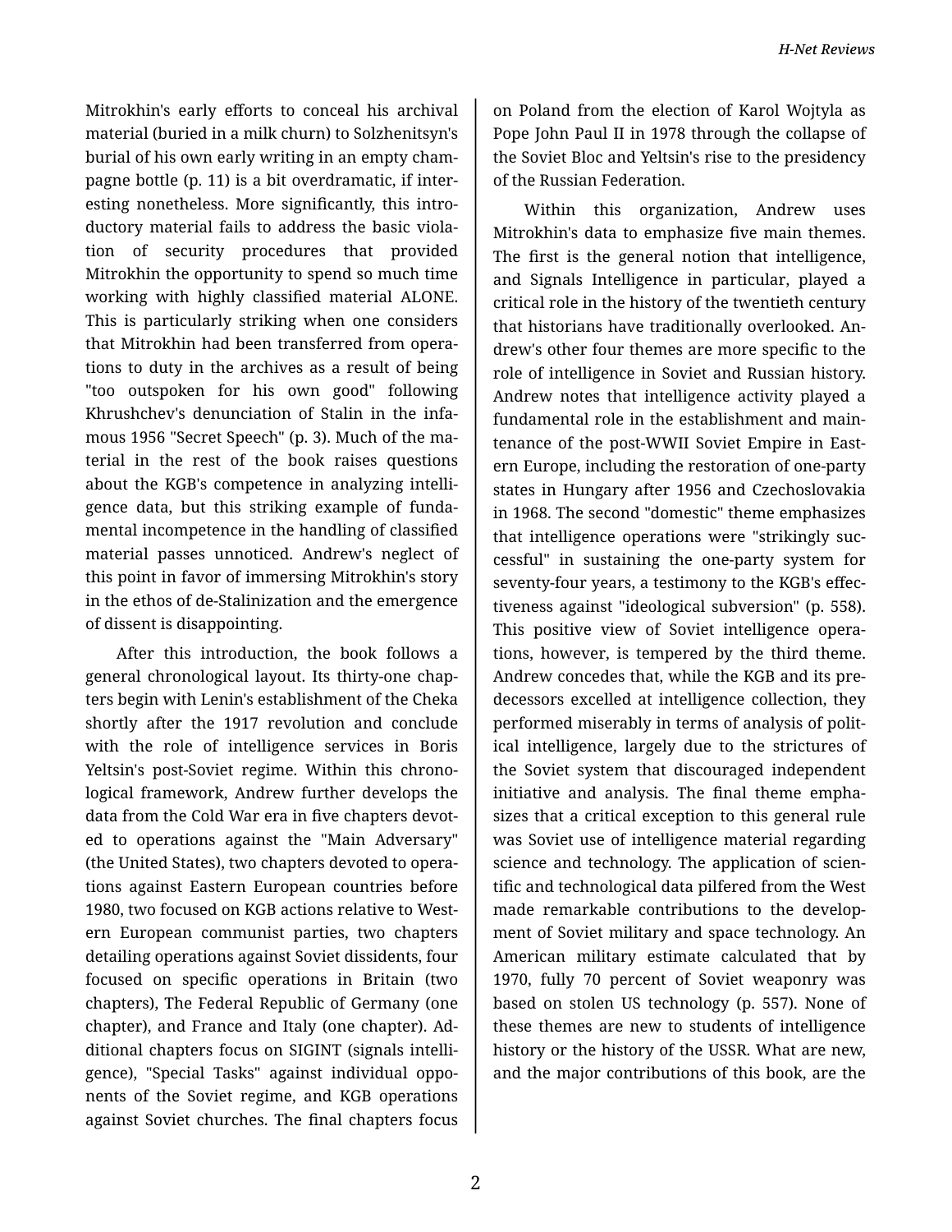Mitrokhin's early efforts to conceal his archival material (buried in a milk churn) to Solzhenitsyn's burial of his own early writing in an empty champagne bottle (p. 11) is a bit overdramatic, if interesting nonetheless. More significantly, this introductory material fails to address the basic violation of security procedures that provided Mitrokhin the opportunity to spend so much time working with highly classified material ALONE. This is particularly striking when one considers that Mitrokhin had been transferred from operations to duty in the archives as a result of being "too outspoken for his own good" following Khrushchev's denunciation of Stalin in the infamous 1956 "Secret Speech" (p. 3). Much of the material in the rest of the book raises questions about the KGB's competence in analyzing intelligence data, but this striking example of fundamental incompetence in the handling of classified material passes unnoticed. Andrew's neglect of this point in favor of immersing Mitrokhin's story in the ethos of de-Stalinization and the emergence of dissent is disappointing.

After this introduction, the book follows a general chronological layout. Its thirty-one chapters begin with Lenin's establishment of the Cheka shortly after the 1917 revolution and conclude with the role of intelligence services in Boris Yeltsin's post-Soviet regime. Within this chronological framework, Andrew further develops the data from the Cold War era in five chapters devoted to operations against the "Main Adversary" (the United States), two chapters devoted to operations against Eastern European countries before 1980, two focused on KGB actions relative to Western European communist parties, two chapters detailing operations against Soviet dissidents, four focused on specific operations in Britain (two chapters), The Federal Republic of Germany (one chapter), and France and Italy (one chapter). Additional chapters focus on SIGINT (signals intelligence), "Special Tasks" against individual opponents of the Soviet regime, and KGB operations against Soviet churches. The final chapters focus on Poland from the election of Karol Wojtyla as Pope John Paul II in 1978 through the collapse of the Soviet Bloc and Yeltsin's rise to the presidency of the Russian Federation.

Within this organization, Andrew uses Mitrokhin's data to emphasize five main themes. The first is the general notion that intelligence, and Signals Intelligence in particular, played a critical role in the history of the twentieth century that historians have traditionally overlooked. Andrew's other four themes are more specific to the role of intelligence in Soviet and Russian history. Andrew notes that intelligence activity played a fundamental role in the establishment and maintenance of the post-WWII Soviet Empire in Eastern Europe, including the restoration of one-party states in Hungary after 1956 and Czechoslovakia in 1968. The second "domestic" theme emphasizes that intelligence operations were "strikingly successful" in sustaining the one-party system for seventy-four years, a testimony to the KGB's effectiveness against "ideological subversion" (p. 558). This positive view of Soviet intelligence operations, however, is tempered by the third theme. Andrew concedes that, while the KGB and its predecessors excelled at intelligence collection, they performed miserably in terms of analysis of political intelligence, largely due to the strictures of the Soviet system that discouraged independent initiative and analysis. The final theme emphasizes that a critical exception to this general rule was Soviet use of intelligence material regarding science and technology. The application of scientific and technological data pilfered from the West made remarkable contributions to the development of Soviet military and space technology. An American military estimate calculated that by 1970, fully 70 percent of Soviet weaponry was based on stolen US technology (p. 557). None of these themes are new to students of intelligence history or the history of the USSR. What are new, and the major contributions of this book, are the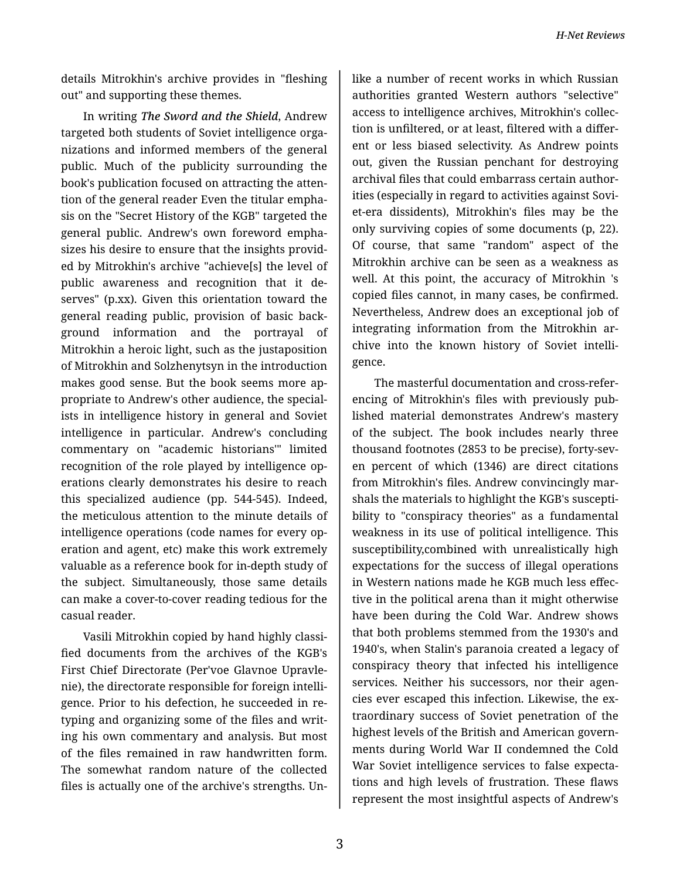details Mitrokhin's archive provides in "fleshing out" and supporting these themes.

In writing *The Sword and the Shield*, Andrew targeted both students of Soviet intelligence organizations and informed members of the general public. Much of the publicity surrounding the book's publication focused on attracting the attention of the general reader Even the titular emphasis on the "Secret History of the KGB" targeted the general public. Andrew's own foreword emphasizes his desire to ensure that the insights provided by Mitrokhin's archive "achieve[s] the level of public awareness and recognition that it deserves" (p.xx). Given this orientation toward the general reading public, provision of basic background information and the portrayal of Mitrokhin a heroic light, such as the justaposition of Mitrokhin and Solzhenytsyn in the introduction makes good sense. But the book seems more appropriate to Andrew's other audience, the specialists in intelligence history in general and Soviet intelligence in particular. Andrew's concluding commentary on "academic historians'" limited recognition of the role played by intelligence operations clearly demonstrates his desire to reach this specialized audience (pp. 544-545). Indeed, the meticulous attention to the minute details of intelligence operations (code names for every operation and agent, etc) make this work extremely valuable as a reference book for in-depth study of the subject. Simultaneously, those same details can make a cover-to-cover reading tedious for the casual reader.

Vasili Mitrokhin copied by hand highly classified documents from the archives of the KGB's First Chief Directorate (Per'voe Glavnoe Upravlenie), the directorate responsible for foreign intelligence. Prior to his defection, he succeeded in retyping and organizing some of the files and writing his own commentary and analysis. But most of the files remained in raw handwritten form. The somewhat random nature of the collected files is actually one of the archive's strengths. Unlike a number of recent works in which Russian authorities granted Western authors "selective" access to intelligence archives, Mitrokhin's collection is unfiltered, or at least, filtered with a different or less biased selectivity. As Andrew points out, given the Russian penchant for destroying archival files that could embarrass certain authorities (especially in regard to activities against Soviet-era dissidents), Mitrokhin's files may be the only surviving copies of some documents (p, 22). Of course, that same "random" aspect of the Mitrokhin archive can be seen as a weakness as well. At this point, the accuracy of Mitrokhin 's copied files cannot, in many cases, be confirmed. Nevertheless, Andrew does an exceptional job of integrating information from the Mitrokhin archive into the known history of Soviet intelligence.

The masterful documentation and cross-referencing of Mitrokhin's files with previously published material demonstrates Andrew's mastery of the subject. The book includes nearly three thousand footnotes (2853 to be precise), forty-seven percent of which (1346) are direct citations from Mitrokhin's files. Andrew convincingly marshals the materials to highlight the KGB's susceptibility to "conspiracy theories" as a fundamental weakness in its use of political intelligence. This susceptibility,combined with unrealistically high expectations for the success of illegal operations in Western nations made he KGB much less effective in the political arena than it might otherwise have been during the Cold War. Andrew shows that both problems stemmed from the 1930's and 1940's, when Stalin's paranoia created a legacy of conspiracy theory that infected his intelligence services. Neither his successors, nor their agencies ever escaped this infection. Likewise, the extraordinary success of Soviet penetration of the highest levels of the British and American governments during World War II condemned the Cold War Soviet intelligence services to false expectations and high levels of frustration. These flaws represent the most insightful aspects of Andrew's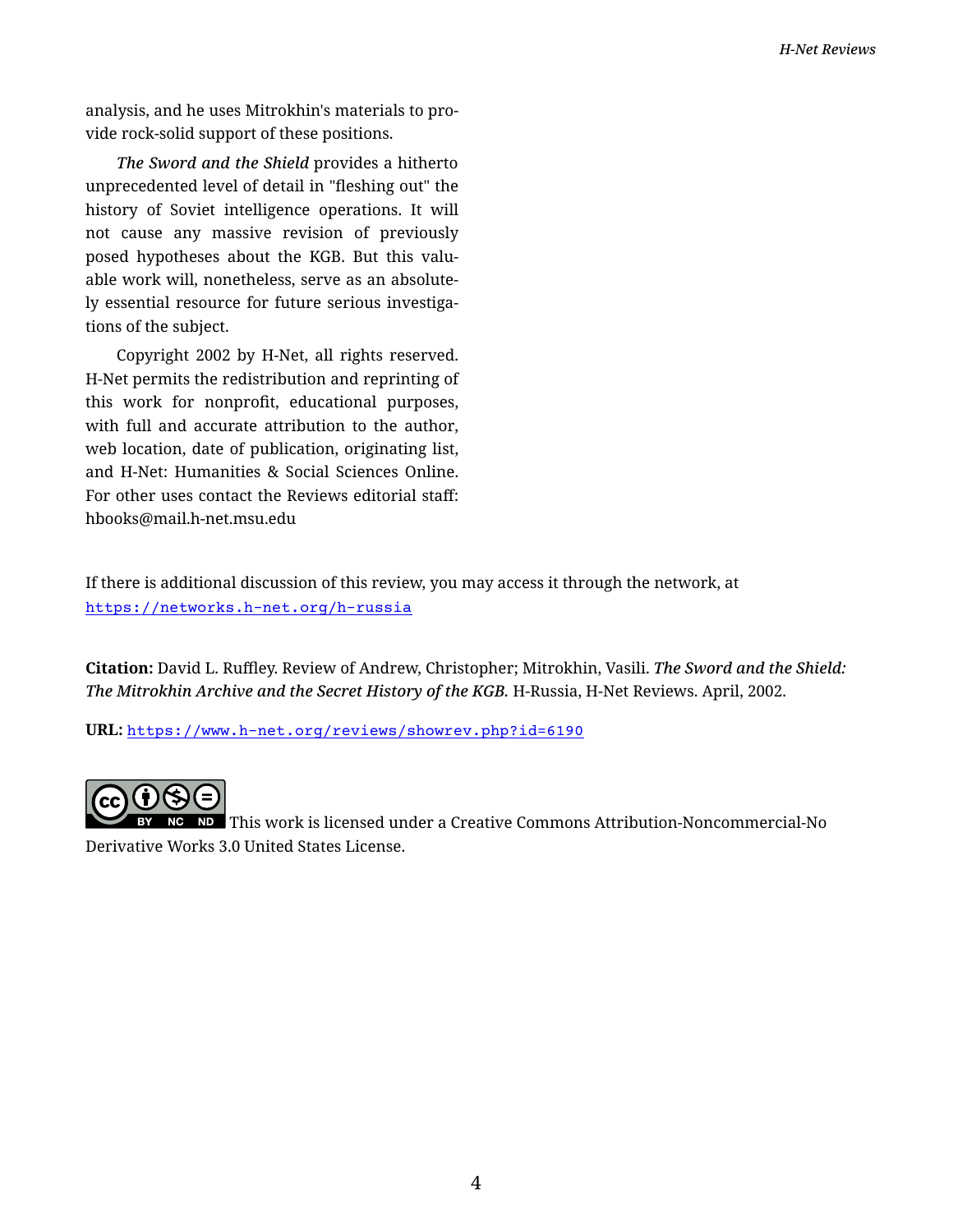analysis, and he uses Mitrokhin's materials to provide rock-solid support of these positions.

*The Sword and the Shield* provides a hitherto unprecedented level of detail in "fleshing out" the history of Soviet intelligence operations. It will not cause any massive revision of previously posed hypotheses about the KGB. But this valuable work will, nonetheless, serve as an absolutely essential resource for future serious investigations of the subject.

Copyright 2002 by H-Net, all rights reserved. H-Net permits the redistribution and reprinting of this work for nonprofit, educational purposes, with full and accurate attribution to the author, web location, date of publication, originating list, and H-Net: Humanities & Social Sciences Online. For other uses contact the Reviews editorial staff: hbooks@mail.h-net.msu.edu

If there is additional discussion of this review, you may access it through the network, at https://networks.h-net.org/h-russia

**Citation:** David L. Ruffley. Review of Andrew, Christopher; Mitrokhin, Vasili. *The Sword and the Shield: The Mitrokhin Archive and the Secret History of the KGB.* H-Russia, H-Net Reviews. April, 2002.

**URL:** https://www.h-net.org/reviews/showrev.php?id=6190

This work is licensed under a Creative Commons Attribution-Noncommercial-No Derivative Works 3.0 United States License.